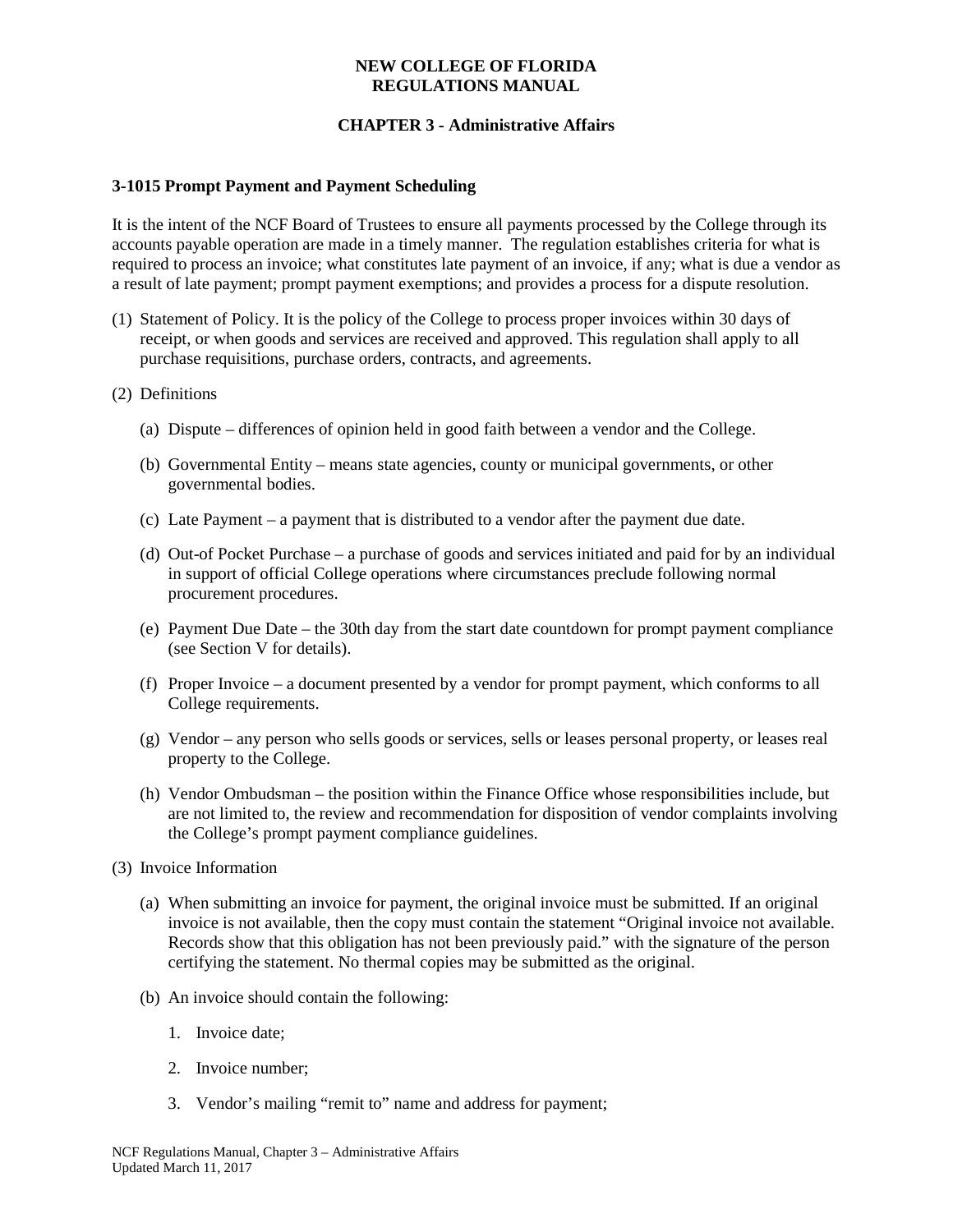**NEW COLLEGE OF FLORIDA**
**REGULATIONS MANUAL**

**CHAPTER 3 - Administrative Affairs**

### 3-1015 Prompt Payment and Payment Scheduling

It is the intent of the NCF Board of Trustees to ensure all payments processed by the College through its accounts payable operation are made in a timely manner. The regulation establishes criteria for what is required to process an invoice; what constitutes late payment of an invoice, if any; what is due a vendor as a result of late payment; prompt payment exemptions; and provides a process for a dispute resolution.

(1) Statement of Policy. It is the policy of the College to process proper invoices within 30 days of receipt, or when goods and services are received and approved. This regulation shall apply to all purchase requisitions, purchase orders, contracts, and agreements.

(2) Definitions

  (a) Dispute – differences of opinion held in good faith between a vendor and the College.

  (b) Governmental Entity – means state agencies, county or municipal governments, or other governmental bodies.

  (c) Late Payment – a payment that is distributed to a vendor after the payment due date.

  (d) Out-of Pocket Purchase – a purchase of goods and services initiated and paid for by an individual in support of official College operations where circumstances preclude following normal procurement procedures.

  (e) Payment Due Date – the 30th day from the start date countdown for prompt payment compliance (see Section V for details).

  (f) Proper Invoice – a document presented by a vendor for prompt payment, which conforms to all College requirements.

  (g) Vendor – any person who sells goods or services, sells or leases personal property, or leases real property to the College.

  (h) Vendor Ombudsman – the position within the Finance Office whose responsibilities include, but are not limited to, the review and recommendation for disposition of vendor complaints involving the College's prompt payment compliance guidelines.

(3) Invoice Information

  (a) When submitting an invoice for payment, the original invoice must be submitted. If an original invoice is not available, then the copy must contain the statement "Original invoice not available. Records show that this obligation has not been previously paid." with the signature of the person certifying the statement. No thermal copies may be submitted as the original.

  (b) An invoice should contain the following:

    1. Invoice date;

    2. Invoice number;

    3. Vendor's mailing "remit to" name and address for payment;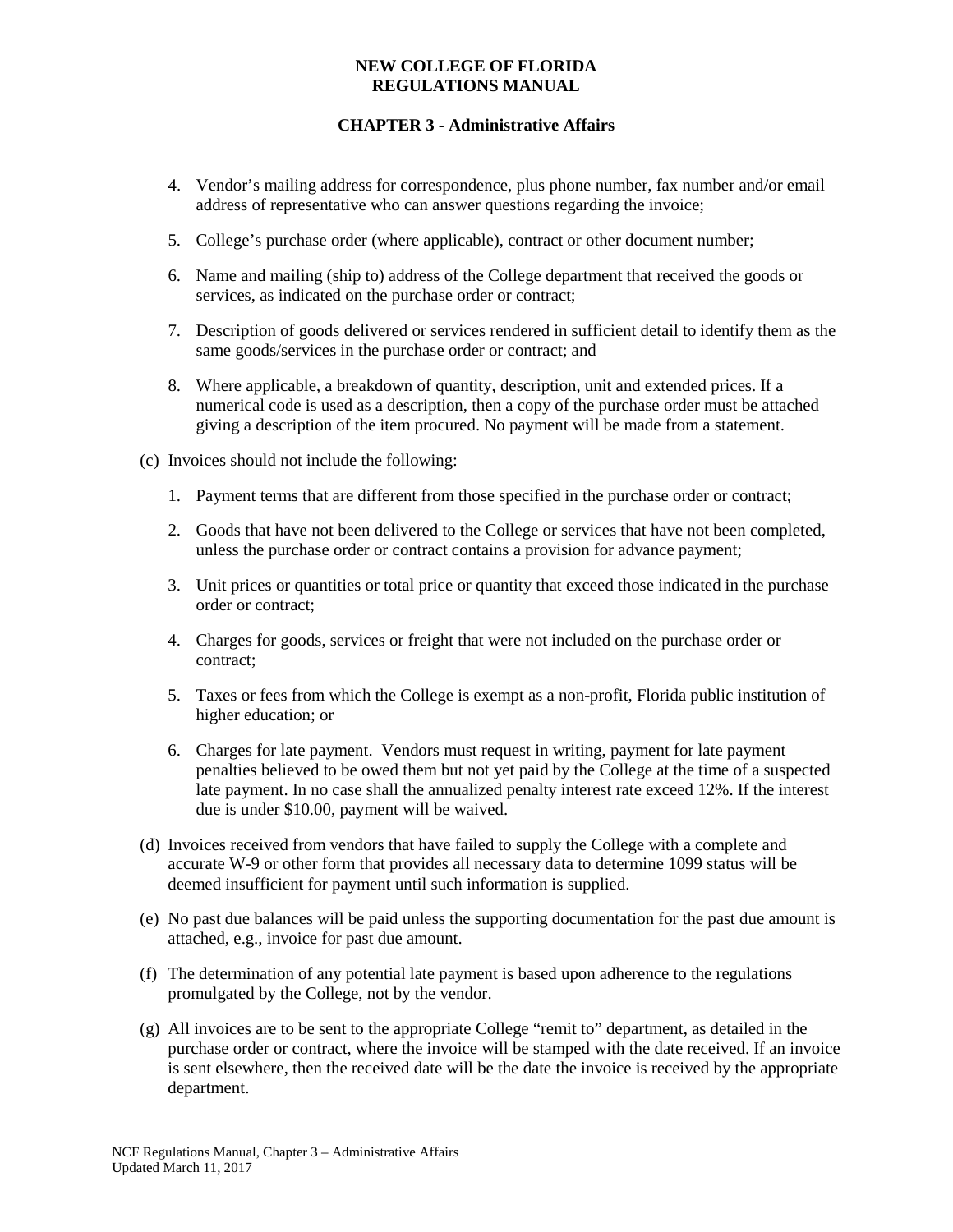4. Vendor's mailing address for correspondence, plus phone number, fax number and/or email address of representative who can answer questions regarding the invoice;

5. College's purchase order (where applicable), contract or other document number;

6. Name and mailing (ship to) address of the College department that received the goods or services, as indicated on the purchase order or contract;

7. Description of goods delivered or services rendered in sufficient detail to identify them as the same goods/services in the purchase order or contract; and

8. Where applicable, a breakdown of quantity, description, unit and extended prices. If a numerical code is used as a description, then a copy of the purchase order must be attached giving a description of the item procured. No payment will be made from a statement.

(c) Invoices should not include the following:

1. Payment terms that are different from those specified in the purchase order or contract;

2. Goods that have not been delivered to the College or services that have not been completed, unless the purchase order or contract contains a provision for advance payment;

3. Unit prices or quantities or total price or quantity that exceed those indicated in the purchase order or contract;

4. Charges for goods, services or freight that were not included on the purchase order or contract;

5. Taxes or fees from which the College is exempt as a non-profit, Florida public institution of higher education; or

6. Charges for late payment. Vendors must request in writing, payment for late payment penalties believed to be owed them but not yet paid by the College at the time of a suspected late payment. In no case shall the annualized penalty interest rate exceed 12%. If the interest due is under $10.00, payment will be waived.

(d) Invoices received from vendors that have failed to supply the College with a complete and accurate W-9 or other form that provides all necessary data to determine 1099 status will be deemed insufficient for payment until such information is supplied.

(e) No past due balances will be paid unless the supporting documentation for the past due amount is attached, e.g., invoice for past due amount.

(f) The determination of any potential late payment is based upon adherence to the regulations promulgated by the College, not by the vendor.

(g) All invoices are to be sent to the appropriate College "remit to" department, as detailed in the purchase order or contract, where the invoice will be stamped with the date received. If an invoice is sent elsewhere, then the received date will be the date the invoice is received by the appropriate department.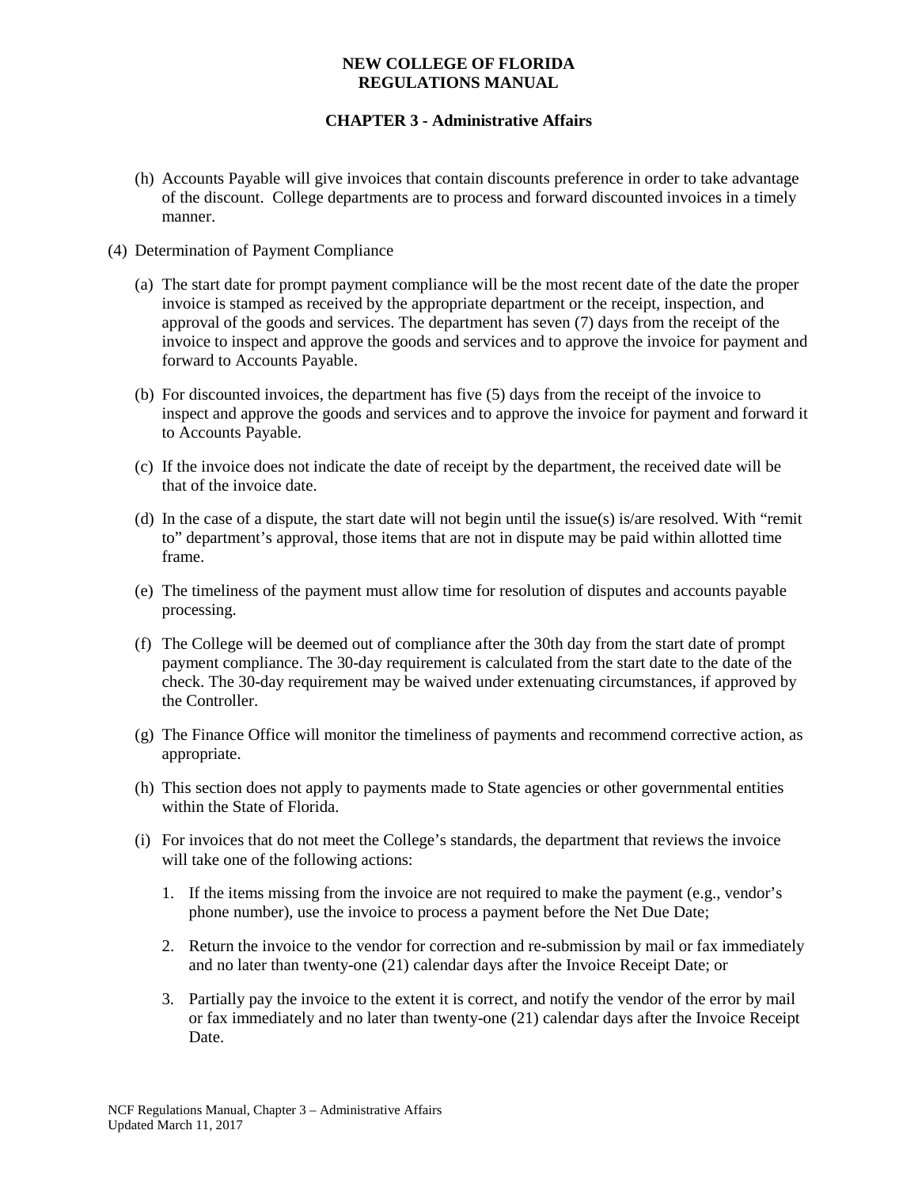(h) Accounts Payable will give invoices that contain discounts preference in order to take advantage of the discount. College departments are to process and forward discounted invoices in a timely manner.

(4) Determination of Payment Compliance

(a) The start date for prompt payment compliance will be the most recent date of the date the proper invoice is stamped as received by the appropriate department or the receipt, inspection, and approval of the goods and services. The department has seven (7) days from the receipt of the invoice to inspect and approve the goods and services and to approve the invoice for payment and forward to Accounts Payable.

(b) For discounted invoices, the department has five (5) days from the receipt of the invoice to inspect and approve the goods and services and to approve the invoice for payment and forward it to Accounts Payable.

(c) If the invoice does not indicate the date of receipt by the department, the received date will be that of the invoice date.

(d) In the case of a dispute, the start date will not begin until the issue(s) is/are resolved. With "remit to" department's approval, those items that are not in dispute may be paid within allotted time frame.

(e) The timeliness of the payment must allow time for resolution of disputes and accounts payable processing.

(f) The College will be deemed out of compliance after the 30th day from the start date of prompt payment compliance. The 30-day requirement is calculated from the start date to the date of the check. The 30-day requirement may be waived under extenuating circumstances, if approved by the Controller.

(g) The Finance Office will monitor the timeliness of payments and recommend corrective action, as appropriate.

(h) This section does not apply to payments made to State agencies or other governmental entities within the State of Florida.

(i) For invoices that do not meet the College's standards, the department that reviews the invoice will take one of the following actions:

1. If the items missing from the invoice are not required to make the payment (e.g., vendor's phone number), use the invoice to process a payment before the Net Due Date;

2. Return the invoice to the vendor for correction and re-submission by mail or fax immediately and no later than twenty-one (21) calendar days after the Invoice Receipt Date; or

3. Partially pay the invoice to the extent it is correct, and notify the vendor of the error by mail or fax immediately and no later than twenty-one (21) calendar days after the Invoice Receipt Date.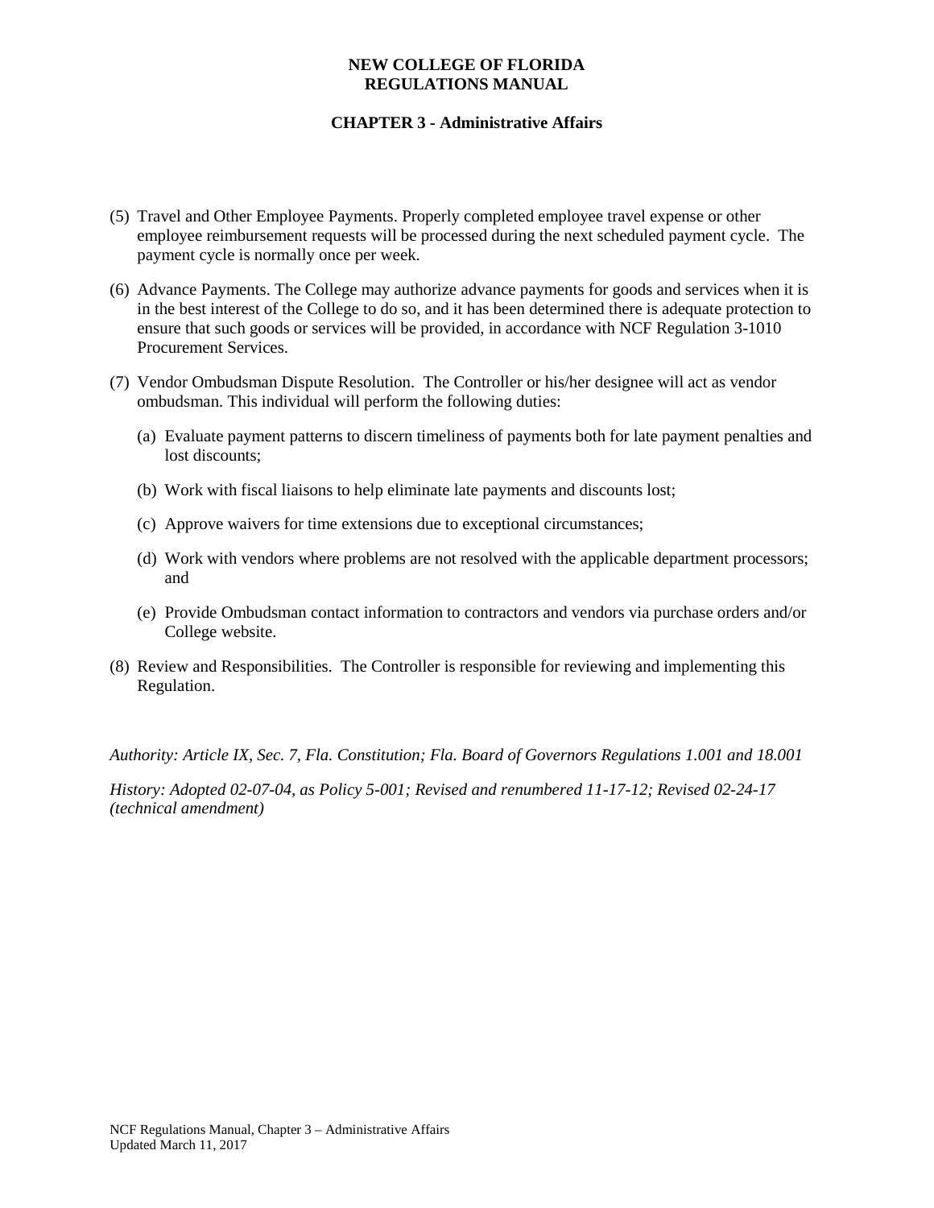(5) Travel and Other Employee Payments. Properly completed employee travel expense or other employee reimbursement requests will be processed during the next scheduled payment cycle. The payment cycle is normally once per week.

(6) Advance Payments. The College may authorize advance payments for goods and services when it is in the best interest of the College to do so, and it has been determined there is adequate protection to ensure that such goods or services will be provided, in accordance with NCF Regulation 3-1010 Procurement Services.

(7) Vendor Ombudsman Dispute Resolution. The Controller or his/her designee will act as vendor ombudsman. This individual will perform the following duties:

   (a) Evaluate payment patterns to discern timeliness of payments both for late payment penalties and lost discounts;

   (b) Work with fiscal liaisons to help eliminate late payments and discounts lost;

   (c) Approve waivers for time extensions due to exceptional circumstances;

   (d) Work with vendors where problems are not resolved with the applicable department processors; and

   (e) Provide Ombudsman contact information to contractors and vendors via purchase orders and/or College website.

(8) Review and Responsibilities. The Controller is responsible for reviewing and implementing this Regulation.

*Authority: Article IX, Sec. 7, Fla. Constitution; Fla. Board of Governors Regulations 1.001 and 18.001*

*History: Adopted 02-07-04, as Policy 5-001; Revised and renumbered 11-17-12; Revised 02-24-17 (technical amendment)*